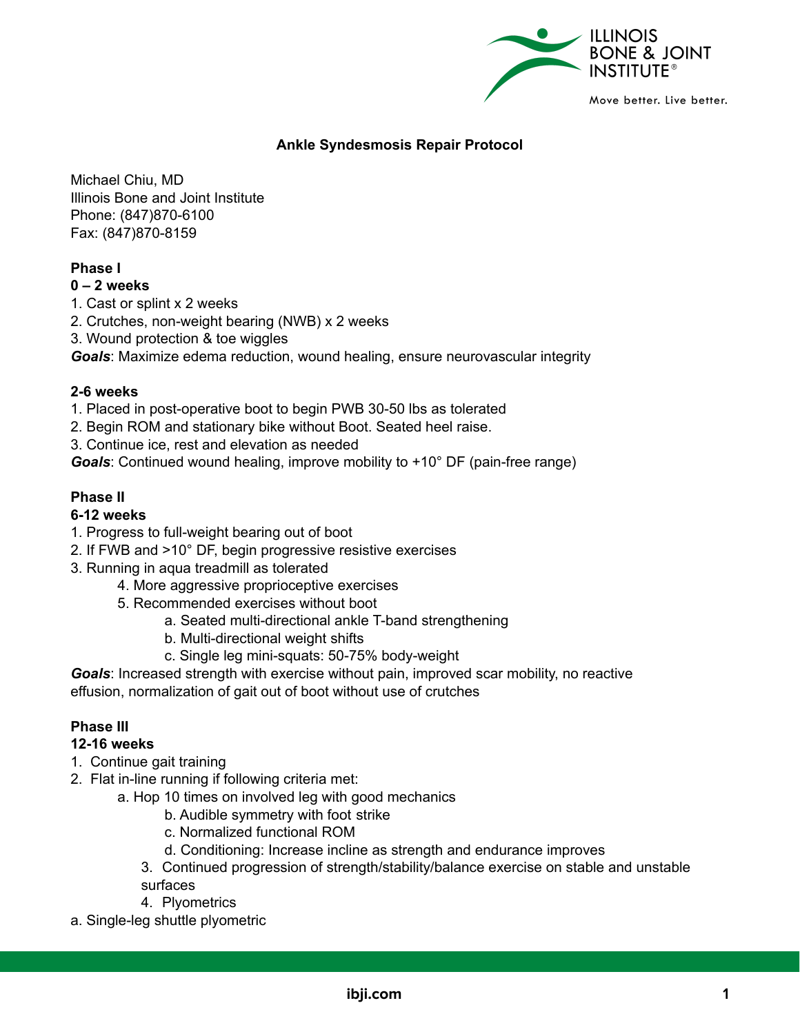# Ankle Syndesmosis Repair Protocol

Michael Chiu, MD
Illinois Bone and Joint Institute
Phone: (847)870-6100
Fax: (847)870-8159

## Phase I

### 0 – 2 weeks

1. Cast or splint x 2 weeks
2. Crutches, non-weight bearing (NWB) x 2 weeks
3. Wound protection & toe wiggles

***Goals***: Maximize edema reduction, wound healing, ensure neurovascular integrity

### 2-6 weeks

1. Placed in post-operative boot to begin PWB 30-50 lbs as tolerated
2. Begin ROM and stationary bike without Boot. Seated heel raise.
3. Continue ice, rest and elevation as needed

***Goals***: Continued wound healing, improve mobility to +10° DF (pain-free range)

## Phase II

### 6-12 weeks

1. Progress to full-weight bearing out of boot
2. If FWB and >10° DF, begin progressive resistive exercises
3. Running in aqua treadmill as tolerated
4. More aggressive proprioceptive exercises
5. Recommended exercises without boot
   a. Seated multi-directional ankle T-band strengthening
   b. Multi-directional weight shifts
   c. Single leg mini-squats: 50-75% body-weight

***Goals***: Increased strength with exercise without pain, improved scar mobility, no reactive effusion, normalization of gait out of boot without use of crutches

## Phase III

### 12-16 weeks

1. Continue gait training
2. Flat in-line running if following criteria met:
   a. Hop 10 times on involved leg with good mechanics
   b. Audible symmetry with foot strike
   c. Normalized functional ROM
   d. Conditioning: Increase incline as strength and endurance improves
3. Continued progression of strength/stability/balance exercise on stable and unstable surfaces
4. Plyometrics
   a. Single-leg shuttle plyometric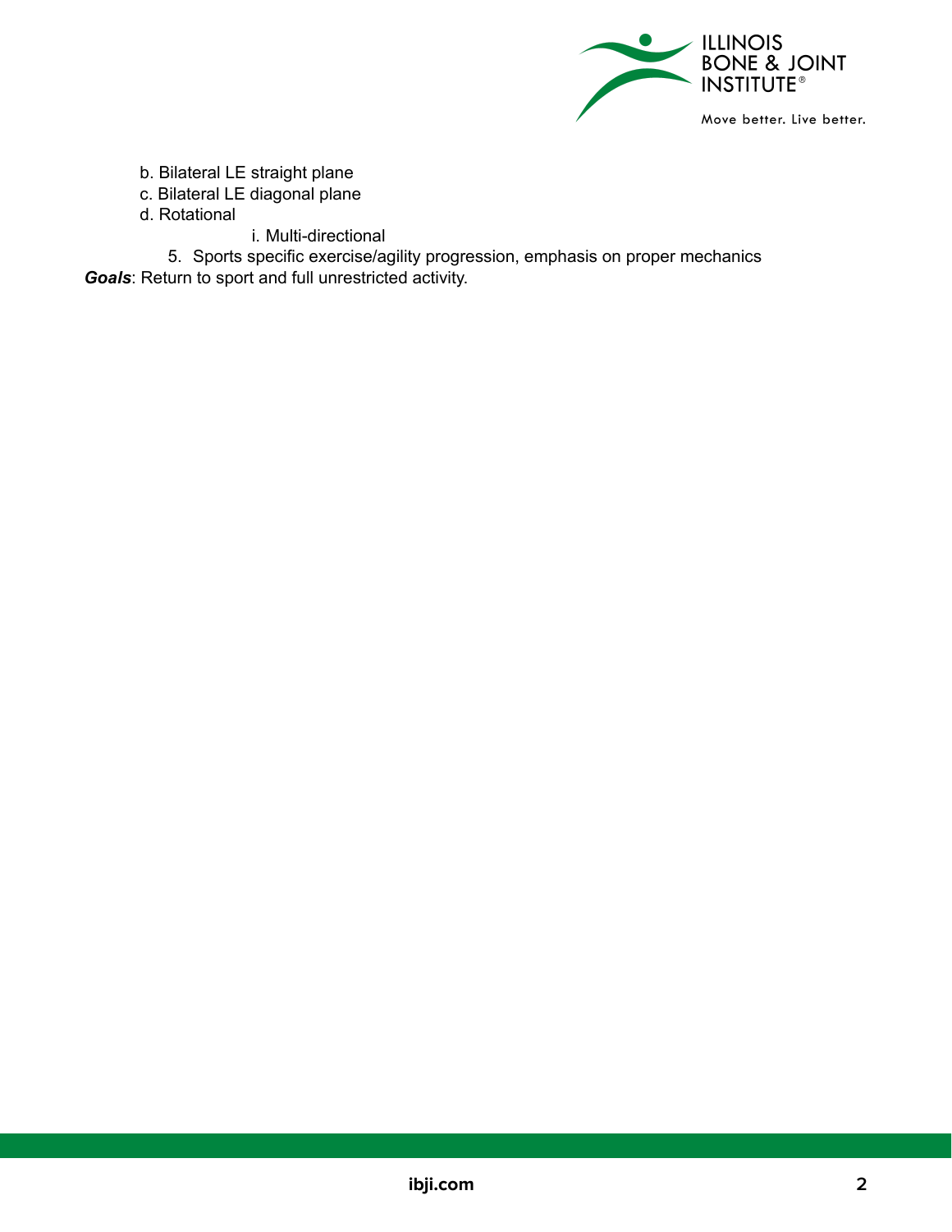b. Bilateral LE straight plane
c. Bilateral LE diagonal plane
d. Rotational
    i. Multi-directional

5. Sports specific exercise/agility progression, emphasis on proper mechanics

***Goals***: Return to sport and full unrestricted activity.